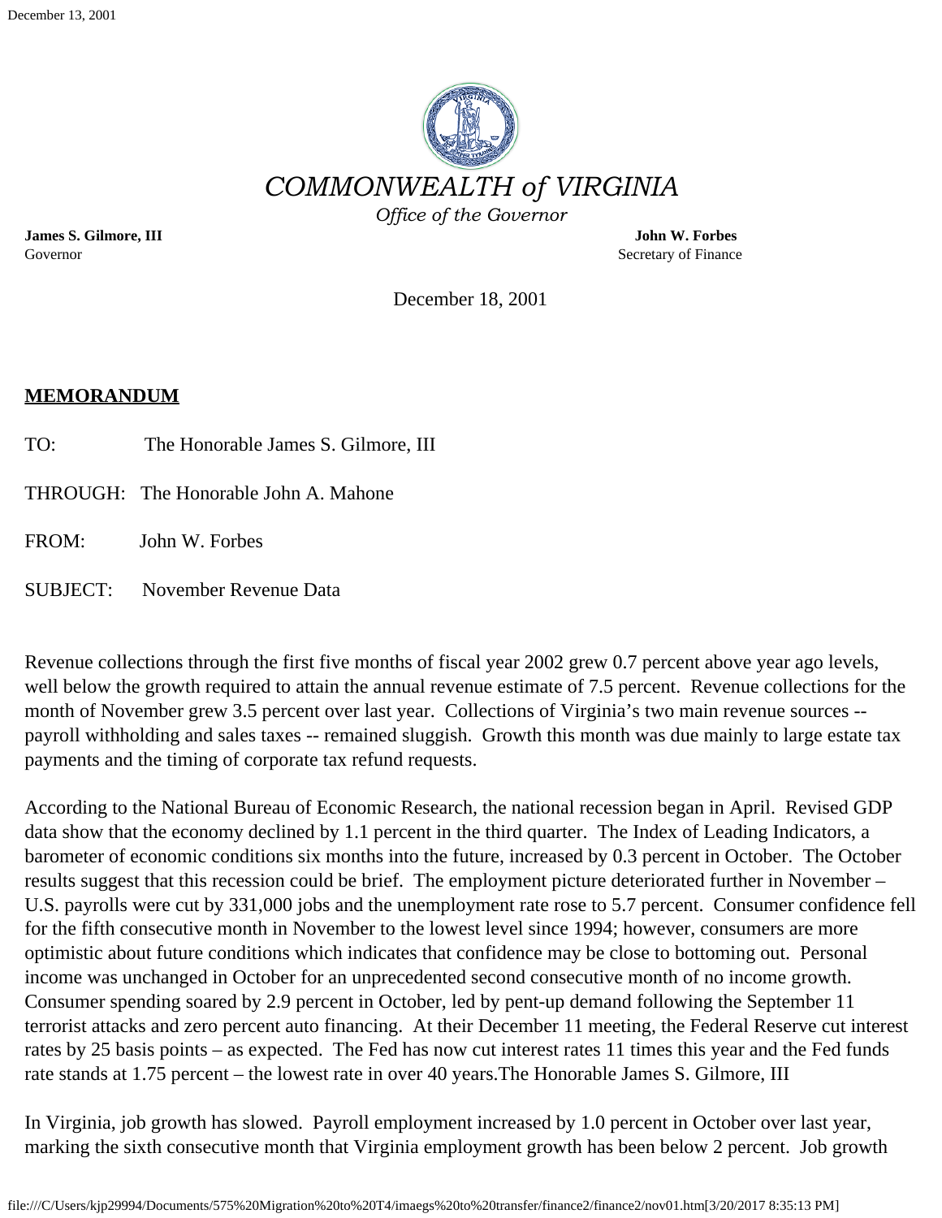# *COMMONWEALTH of VIRGINIA*

*Office of the Governor*

**James S. Gilmore, III**
Governor

**John W. Forbes**
Secretary of Finance

December 18, 2001

**MEMORANDUM**

TO: The Honorable James S. Gilmore, III

THROUGH: The Honorable John A. Mahone

FROM: John W. Forbes

SUBJECT: November Revenue Data

Revenue collections through the first five months of fiscal year 2002 grew 0.7 percent above year ago levels, well below the growth required to attain the annual revenue estimate of 7.5 percent. Revenue collections for the month of November grew 3.5 percent over last year. Collections of Virginia's two main revenue sources -- payroll withholding and sales taxes -- remained sluggish. Growth this month was due mainly to large estate tax payments and the timing of corporate tax refund requests.

According to the National Bureau of Economic Research, the national recession began in April. Revised GDP data show that the economy declined by 1.1 percent in the third quarter. The Index of Leading Indicators, a barometer of economic conditions six months into the future, increased by 0.3 percent in October. The October results suggest that this recession could be brief. The employment picture deteriorated further in November – U.S. payrolls were cut by 331,000 jobs and the unemployment rate rose to 5.7 percent. Consumer confidence fell for the fifth consecutive month in November to the lowest level since 1994; however, consumers are more optimistic about future conditions which indicates that confidence may be close to bottoming out. Personal income was unchanged in October for an unprecedented second consecutive month of no income growth. Consumer spending soared by 2.9 percent in October, led by pent-up demand following the September 11 terrorist attacks and zero percent auto financing. At their December 11 meeting, the Federal Reserve cut interest rates by 25 basis points – as expected. The Fed has now cut interest rates 11 times this year and the Fed funds rate stands at 1.75 percent – the lowest rate in over 40 years.

In Virginia, job growth has slowed. Payroll employment increased by 1.0 percent in October over last year, marking the sixth consecutive month that Virginia employment growth has been below 2 percent. Job growth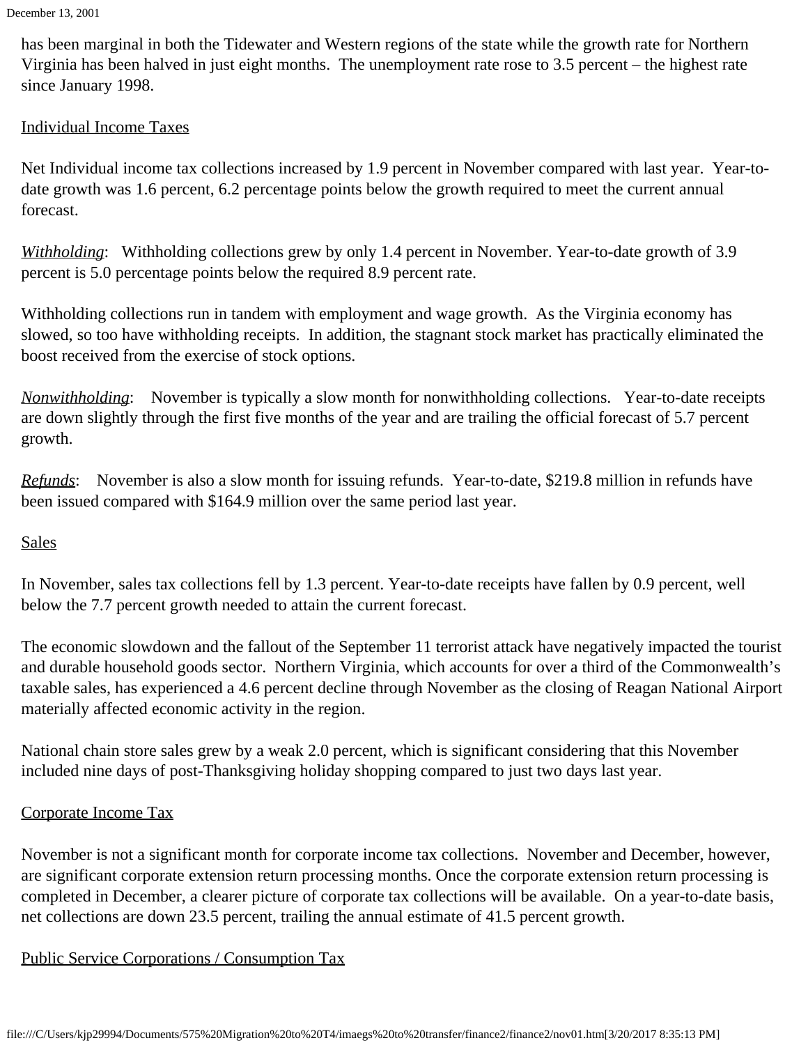has been marginal in both the Tidewater and Western regions of the state while the growth rate for Northern Virginia has been halved in just eight months. The unemployment rate rose to 3.5 percent – the highest rate since January 1998.

## Individual Income Taxes

Net Individual income tax collections increased by 1.9 percent in November compared with last year. Year-to-date growth was 1.6 percent, 6.2 percentage points below the growth required to meet the current annual forecast.

*Withholding*: Withholding collections grew by only 1.4 percent in November. Year-to-date growth of 3.9 percent is 5.0 percentage points below the required 8.9 percent rate.

Withholding collections run in tandem with employment and wage growth. As the Virginia economy has slowed, so too have withholding receipts. In addition, the stagnant stock market has practically eliminated the boost received from the exercise of stock options.

*Nonwithholding*: November is typically a slow month for nonwithholding collections. Year-to-date receipts are down slightly through the first five months of the year and are trailing the official forecast of 5.7 percent growth.

*Refunds*: November is also a slow month for issuing refunds. Year-to-date, $219.8 million in refunds have been issued compared with $164.9 million over the same period last year.

## Sales

In November, sales tax collections fell by 1.3 percent. Year-to-date receipts have fallen by 0.9 percent, well below the 7.7 percent growth needed to attain the current forecast.

The economic slowdown and the fallout of the September 11 terrorist attack have negatively impacted the tourist and durable household goods sector. Northern Virginia, which accounts for over a third of the Commonwealth's taxable sales, has experienced a 4.6 percent decline through November as the closing of Reagan National Airport materially affected economic activity in the region.

National chain store sales grew by a weak 2.0 percent, which is significant considering that this November included nine days of post-Thanksgiving holiday shopping compared to just two days last year.

## Corporate Income Tax

November is not a significant month for corporate income tax collections. November and December, however, are significant corporate extension return processing months. Once the corporate extension return processing is completed in December, a clearer picture of corporate tax collections will be available. On a year-to-date basis, net collections are down 23.5 percent, trailing the annual estimate of 41.5 percent growth.

## Public Service Corporations / Consumption Tax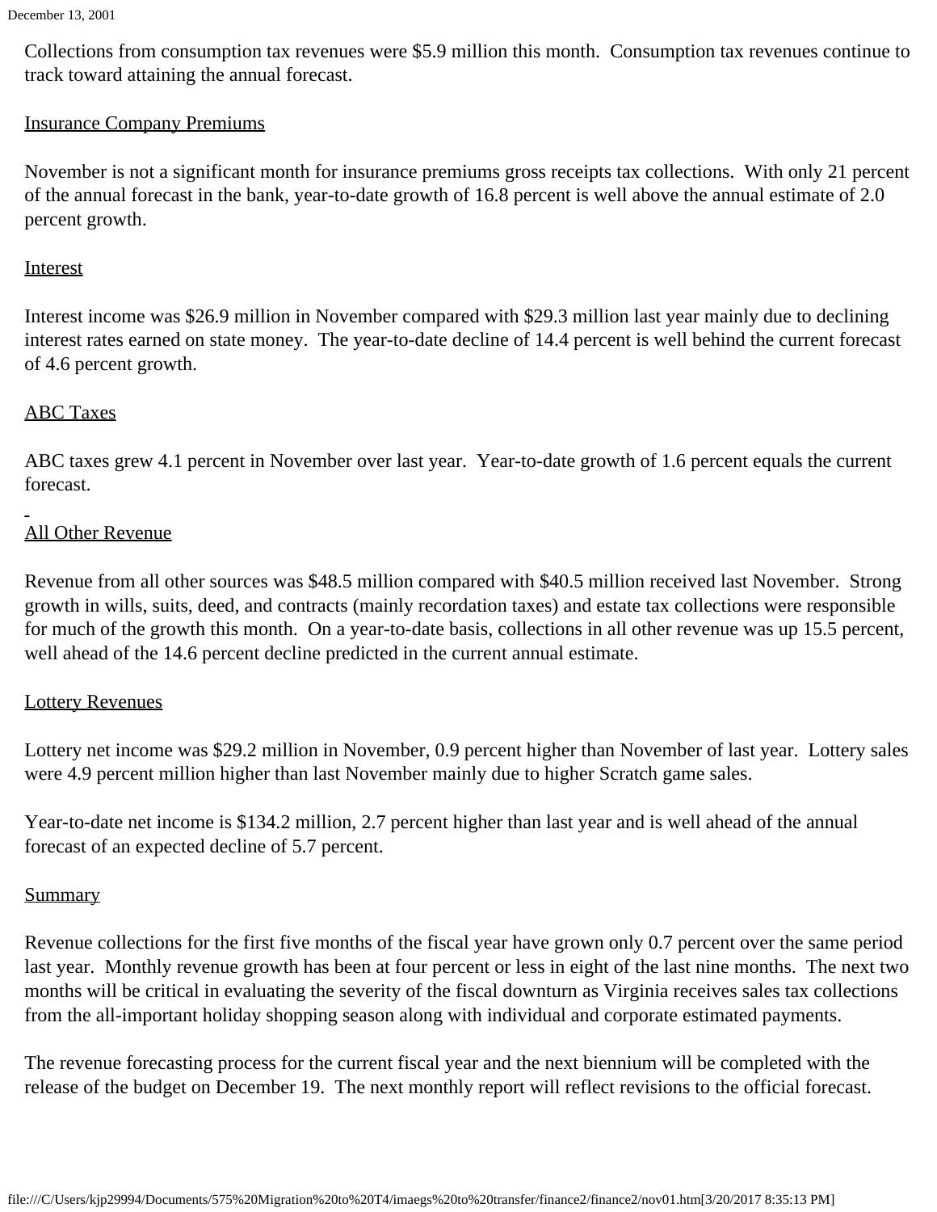Collections from consumption tax revenues were $5.9 million this month. Consumption tax revenues continue to track toward attaining the annual forecast.

## Insurance Company Premiums

November is not a significant month for insurance premiums gross receipts tax collections. With only 21 percent of the annual forecast in the bank, year-to-date growth of 16.8 percent is well above the annual estimate of 2.0 percent growth.

## Interest

Interest income was $26.9 million in November compared with $29.3 million last year mainly due to declining interest rates earned on state money. The year-to-date decline of 14.4 percent is well behind the current forecast of 4.6 percent growth.

## ABC Taxes

ABC taxes grew 4.1 percent in November over last year. Year-to-date growth of 1.6 percent equals the current forecast.

## All Other Revenue

Revenue from all other sources was $48.5 million compared with $40.5 million received last November. Strong growth in wills, suits, deed, and contracts (mainly recordation taxes) and estate tax collections were responsible for much of the growth this month. On a year-to-date basis, collections in all other revenue was up 15.5 percent, well ahead of the 14.6 percent decline predicted in the current annual estimate.

## Lottery Revenues

Lottery net income was $29.2 million in November, 0.9 percent higher than November of last year. Lottery sales were 4.9 percent million higher than last November mainly due to higher Scratch game sales.

Year-to-date net income is $134.2 million, 2.7 percent higher than last year and is well ahead of the annual forecast of an expected decline of 5.7 percent.

## Summary

Revenue collections for the first five months of the fiscal year have grown only 0.7 percent over the same period last year. Monthly revenue growth has been at four percent or less in eight of the last nine months. The next two months will be critical in evaluating the severity of the fiscal downturn as Virginia receives sales tax collections from the all-important holiday shopping season along with individual and corporate estimated payments.

The revenue forecasting process for the current fiscal year and the next biennium will be completed with the release of the budget on December 19. The next monthly report will reflect revisions to the official forecast.